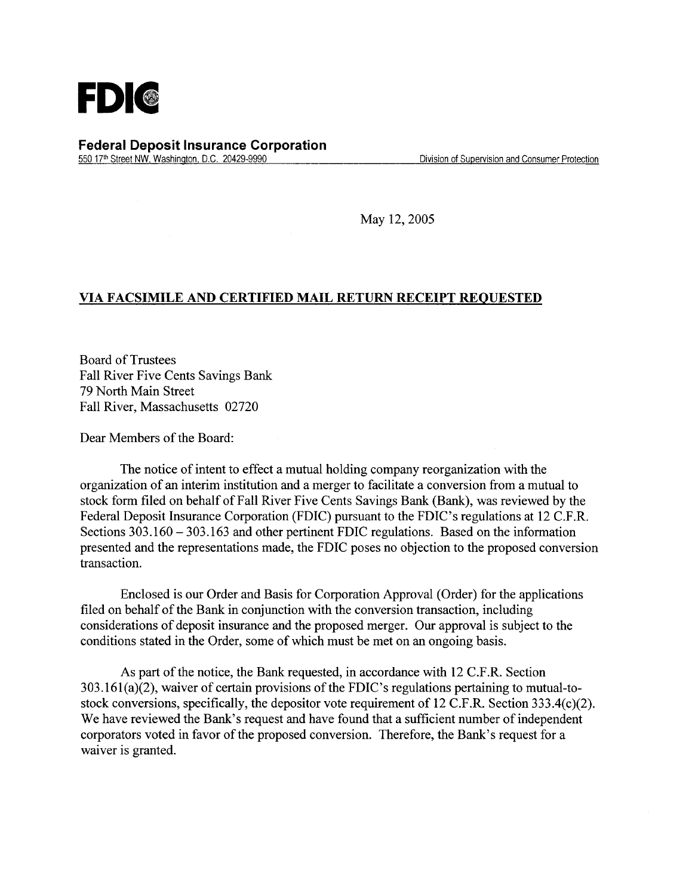# FDIC

**Federal Deposit Insurance Corporation**

550 17th Street NW, Washington, D.C. 20429-9990 — Division of Supervision and Consumer Protection

May 12, 2005

**VIA FACSIMILE AND CERTIFIED MAIL RETURN RECEIPT REQUESTED**

Board of Trustees
Fall River Five Cents Savings Bank
79 North Main Street
Fall River, Massachusetts 02720

Dear Members of the Board:

The notice of intent to effect a mutual holding company reorganization with the organization of an interim institution and a merger to facilitate a conversion from a mutual to stock form filed on behalf of Fall River Five Cents Savings Bank (Bank), was reviewed by the Federal Deposit Insurance Corporation (FDIC) pursuant to the FDIC's regulations at 12 C.F.R. Sections 303.160 – 303.163 and other pertinent FDIC regulations. Based on the information presented and the representations made, the FDIC poses no objection to the proposed conversion transaction.

Enclosed is our Order and Basis for Corporation Approval (Order) for the applications filed on behalf of the Bank in conjunction with the conversion transaction, including considerations of deposit insurance and the proposed merger. Our approval is subject to the conditions stated in the Order, some of which must be met on an ongoing basis.

As part of the notice, the Bank requested, in accordance with 12 C.F.R. Section 303.161(a)(2), waiver of certain provisions of the FDIC's regulations pertaining to mutual-to-stock conversions, specifically, the depositor vote requirement of 12 C.F.R. Section 333.4(c)(2). We have reviewed the Bank's request and have found that a sufficient number of independent corporators voted in favor of the proposed conversion. Therefore, the Bank's request for a waiver is granted.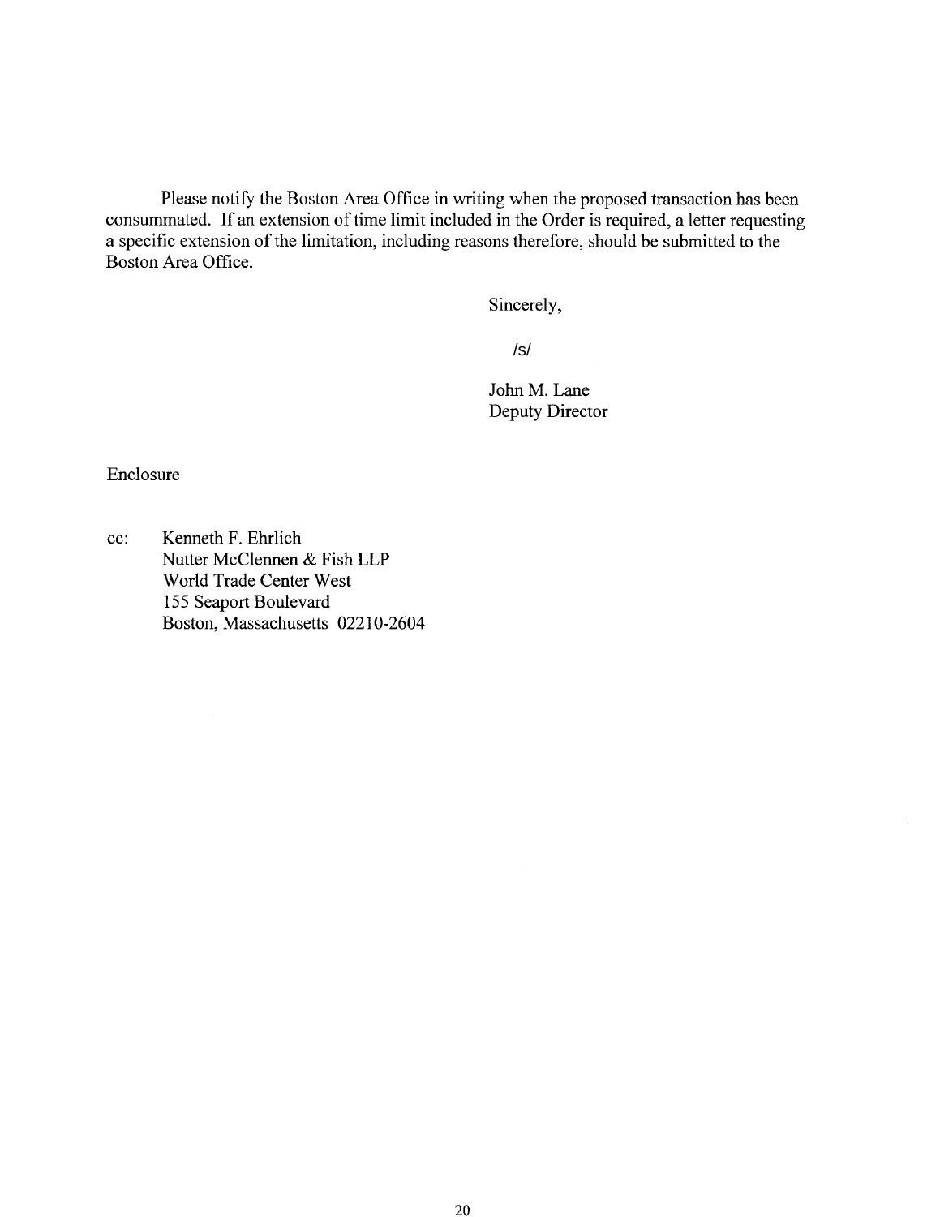Please notify the Boston Area Office in writing when the proposed transaction has been consummated. If an extension of time limit included in the Order is required, a letter requesting a specific extension of the limitation, including reasons therefore, should be submitted to the Boston Area Office.

Sincerely,

/s/

John M. Lane
Deputy Director

Enclosure

cc: Kenneth F. Ehrlich
Nutter McClennen & Fish LLP
World Trade Center West
155 Seaport Boulevard
Boston, Massachusetts 02210-2604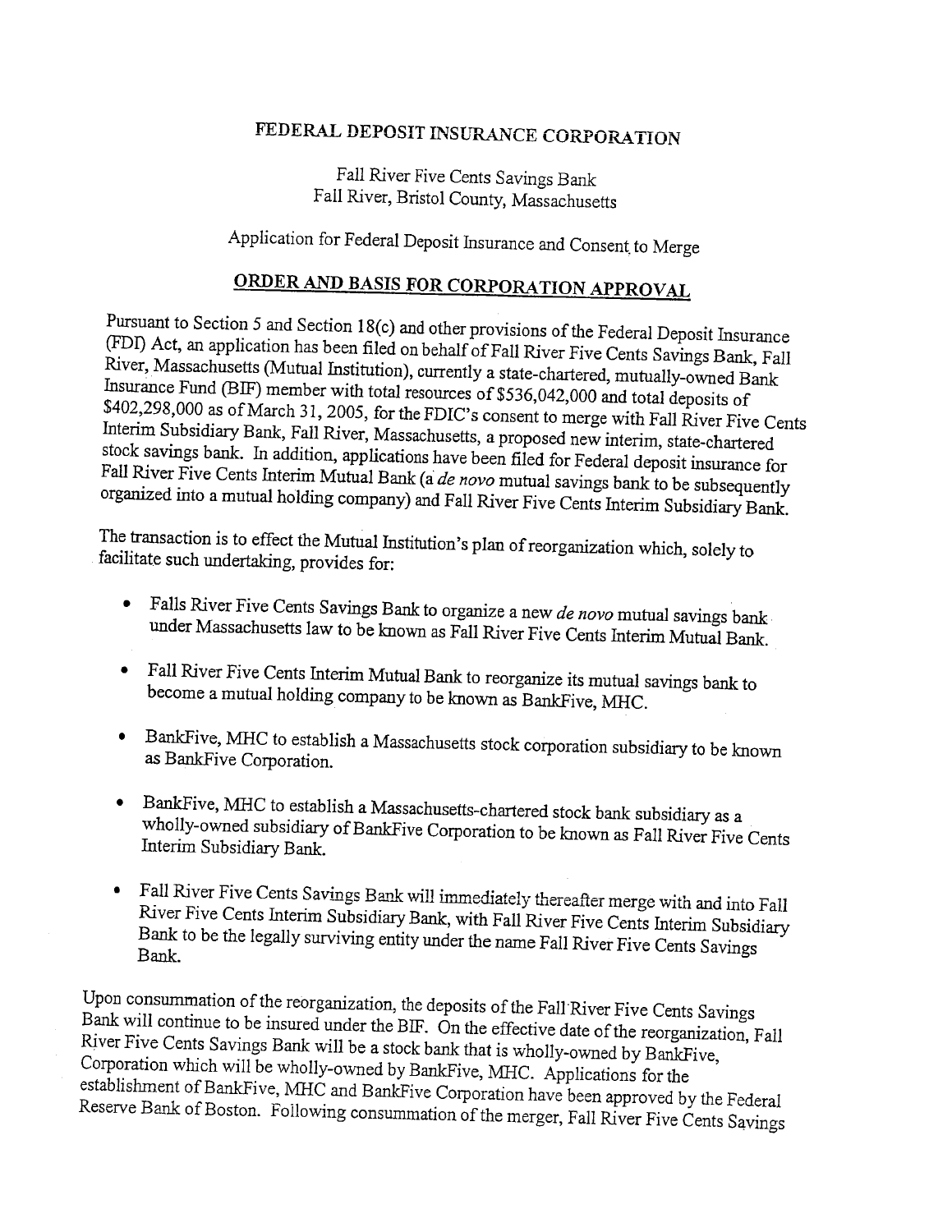# FEDERAL DEPOSIT INSURANCE CORPORATION

Fall River Five Cents Savings Bank
Fall River, Bristol County, Massachusetts

Application for Federal Deposit Insurance and Consent to Merge

## ORDER AND BASIS FOR CORPORATION APPROVAL

Pursuant to Section 5 and Section 18(c) and other provisions of the Federal Deposit Insurance (FDI) Act, an application has been filed on behalf of Fall River Five Cents Savings Bank, Fall River, Massachusetts (Mutual Institution), currently a state-chartered, mutually-owned Bank Insurance Fund (BIF) member with total resources of $536,042,000 and total deposits of $402,298,000 as of March 31, 2005, for the FDIC's consent to merge with Fall River Five Cents Interim Subsidiary Bank, Fall River, Massachusetts, a proposed new interim, state-chartered stock savings bank. In addition, applications have been filed for Federal deposit insurance for Fall River Five Cents Interim Mutual Bank (a *de novo* mutual savings bank to be subsequently organized into a mutual holding company) and Fall River Five Cents Interim Subsidiary Bank.

The transaction is to effect the Mutual Institution's plan of reorganization which, solely to facilitate such undertaking, provides for:

- Falls River Five Cents Savings Bank to organize a new *de novo* mutual savings bank under Massachusetts law to be known as Fall River Five Cents Interim Mutual Bank.
- Fall River Five Cents Interim Mutual Bank to reorganize its mutual savings bank to become a mutual holding company to be known as BankFive, MHC.
- BankFive, MHC to establish a Massachusetts stock corporation subsidiary to be known as BankFive Corporation.
- BankFive, MHC to establish a Massachusetts-chartered stock bank subsidiary as a wholly-owned subsidiary of BankFive Corporation to be known as Fall River Five Cents Interim Subsidiary Bank.
- Fall River Five Cents Savings Bank will immediately thereafter merge with and into Fall River Five Cents Interim Subsidiary Bank, with Fall River Five Cents Interim Subsidiary Bank to be the legally surviving entity under the name Fall River Five Cents Savings Bank.

Upon consummation of the reorganization, the deposits of the Fall River Five Cents Savings Bank will continue to be insured under the BIF. On the effective date of the reorganization, Fall River Five Cents Savings Bank will be a stock bank that is wholly-owned by BankFive, Corporation which will be wholly-owned by BankFive, MHC. Applications for the establishment of BankFive, MHC and BankFive Corporation have been approved by the Federal Reserve Bank of Boston. Following consummation of the merger, Fall River Five Cents Savings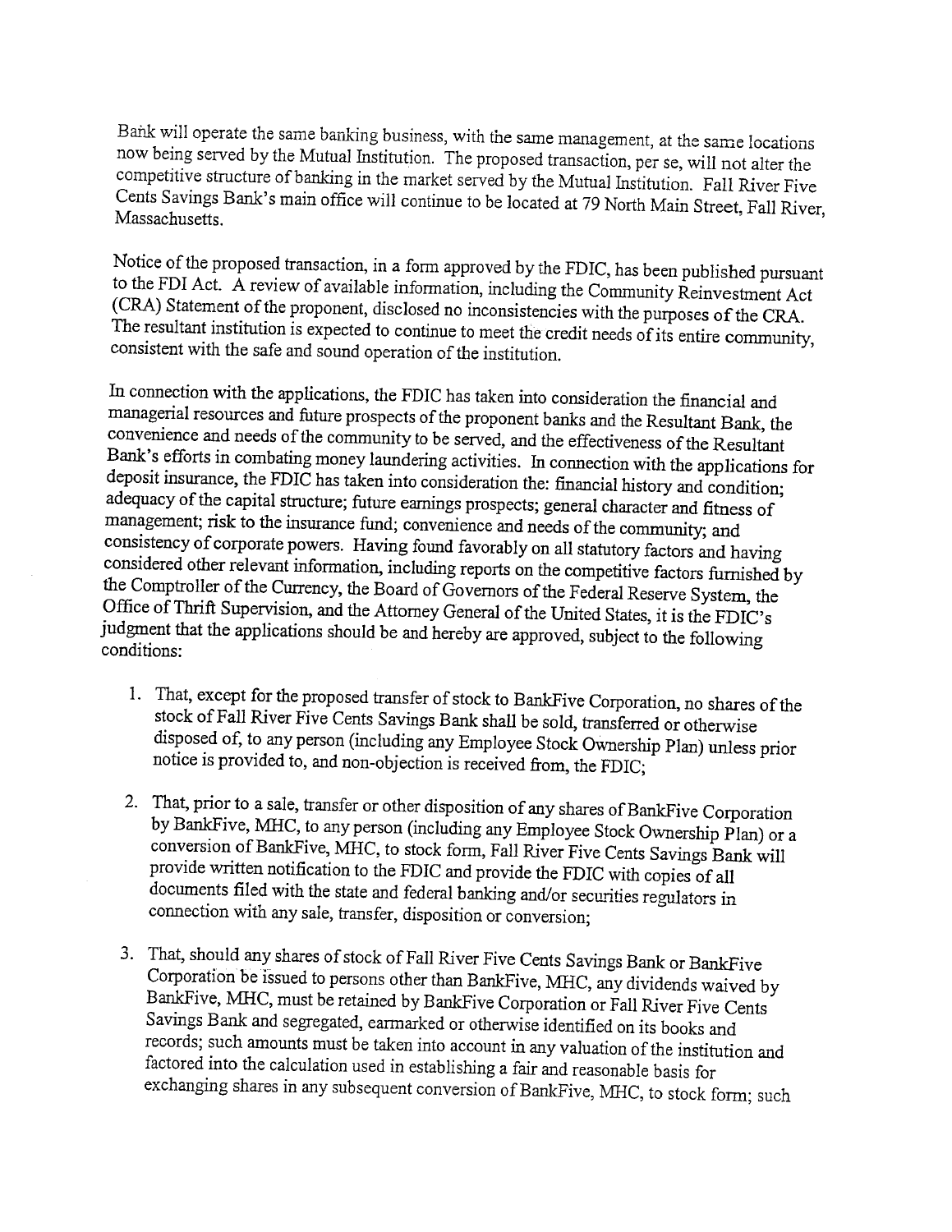Bank will operate the same banking business, with the same management, at the same locations now being served by the Mutual Institution. The proposed transaction, per se, will not alter the competitive structure of banking in the market served by the Mutual Institution. Fall River Five Cents Savings Bank's main office will continue to be located at 79 North Main Street, Fall River, Massachusetts.

Notice of the proposed transaction, in a form approved by the FDIC, has been published pursuant to the FDI Act. A review of available information, including the Community Reinvestment Act (CRA) Statement of the proponent, disclosed no inconsistencies with the purposes of the CRA. The resultant institution is expected to continue to meet the credit needs of its entire community, consistent with the safe and sound operation of the institution.

In connection with the applications, the FDIC has taken into consideration the financial and managerial resources and future prospects of the proponent banks and the Resultant Bank, the convenience and needs of the community to be served, and the effectiveness of the Resultant Bank's efforts in combating money laundering activities. In connection with the applications for deposit insurance, the FDIC has taken into consideration the: financial history and condition; adequacy of the capital structure; future earnings prospects; general character and fitness of management; risk to the insurance fund; convenience and needs of the community; and consistency of corporate powers. Having found favorably on all statutory factors and having considered other relevant information, including reports on the competitive factors furnished by the Comptroller of the Currency, the Board of Governors of the Federal Reserve System, the Office of Thrift Supervision, and the Attorney General of the United States, it is the FDIC's judgment that the applications should be and hereby are approved, subject to the following conditions:

1. That, except for the proposed transfer of stock to BankFive Corporation, no shares of the stock of Fall River Five Cents Savings Bank shall be sold, transferred or otherwise disposed of, to any person (including any Employee Stock Ownership Plan) unless prior notice is provided to, and non-objection is received from, the FDIC;

2. That, prior to a sale, transfer or other disposition of any shares of BankFive Corporation by BankFive, MHC, to any person (including any Employee Stock Ownership Plan) or a conversion of BankFive, MHC, to stock form, Fall River Five Cents Savings Bank will provide written notification to the FDIC and provide the FDIC with copies of all documents filed with the state and federal banking and/or securities regulators in connection with any sale, transfer, disposition or conversion;

3. That, should any shares of stock of Fall River Five Cents Savings Bank or BankFive Corporation be issued to persons other than BankFive, MHC, any dividends waived by BankFive, MHC, must be retained by BankFive Corporation or Fall River Five Cents Savings Bank and segregated, earmarked or otherwise identified on its books and records; such amounts must be taken into account in any valuation of the institution and factored into the calculation used in establishing a fair and reasonable basis for exchanging shares in any subsequent conversion of BankFive, MHC, to stock form; such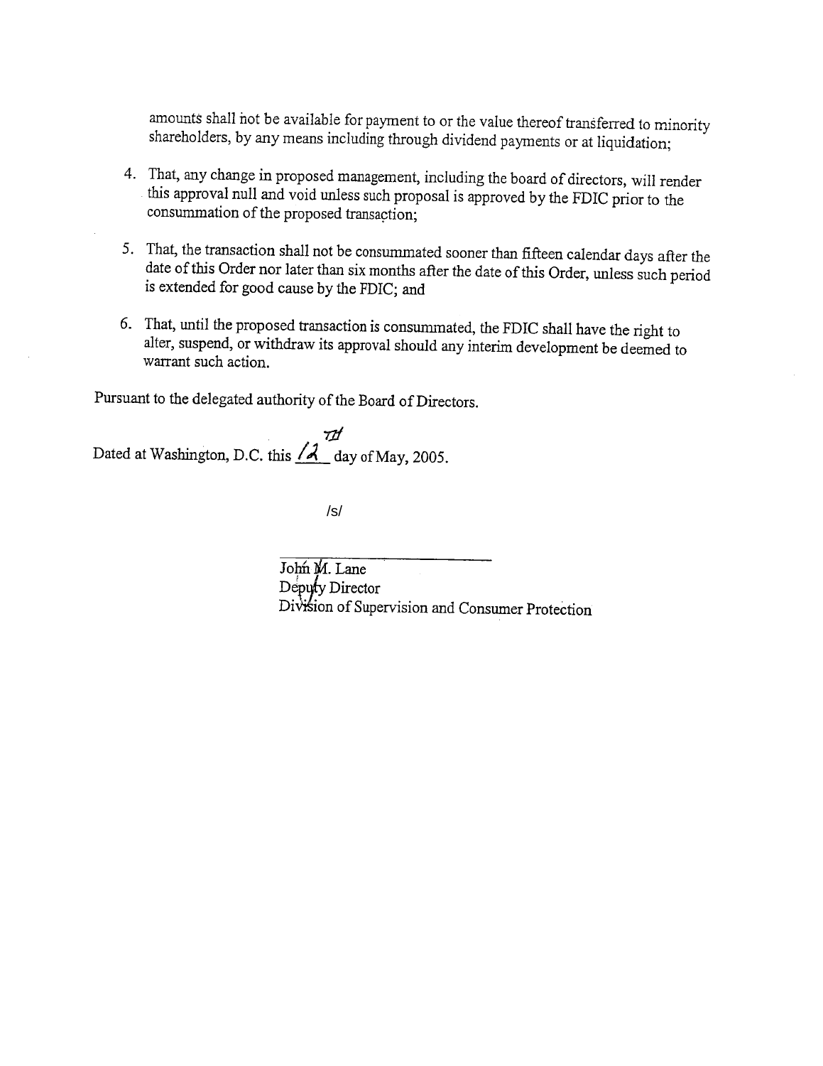amounts shall not be available for payment to or the value thereof transferred to minority shareholders, by any means including through dividend payments or at liquidation;

4. That, any change in proposed management, including the board of directors, will render this approval null and void unless such proposal is approved by the FDIC prior to the consummation of the proposed transaction;

5. That, the transaction shall not be consummated sooner than fifteen calendar days after the date of this Order nor later than six months after the date of this Order, unless such period is extended for good cause by the FDIC; and

6. That, until the proposed transaction is consummated, the FDIC shall have the right to alter, suspend, or withdraw its approval should any interim development be deemed to warrant such action.

Pursuant to the delegated authority of the Board of Directors.

Dated at Washington, D.C. this 12th day of May, 2005.

/s/

John M. Lane
Deputy Director
Division of Supervision and Consumer Protection